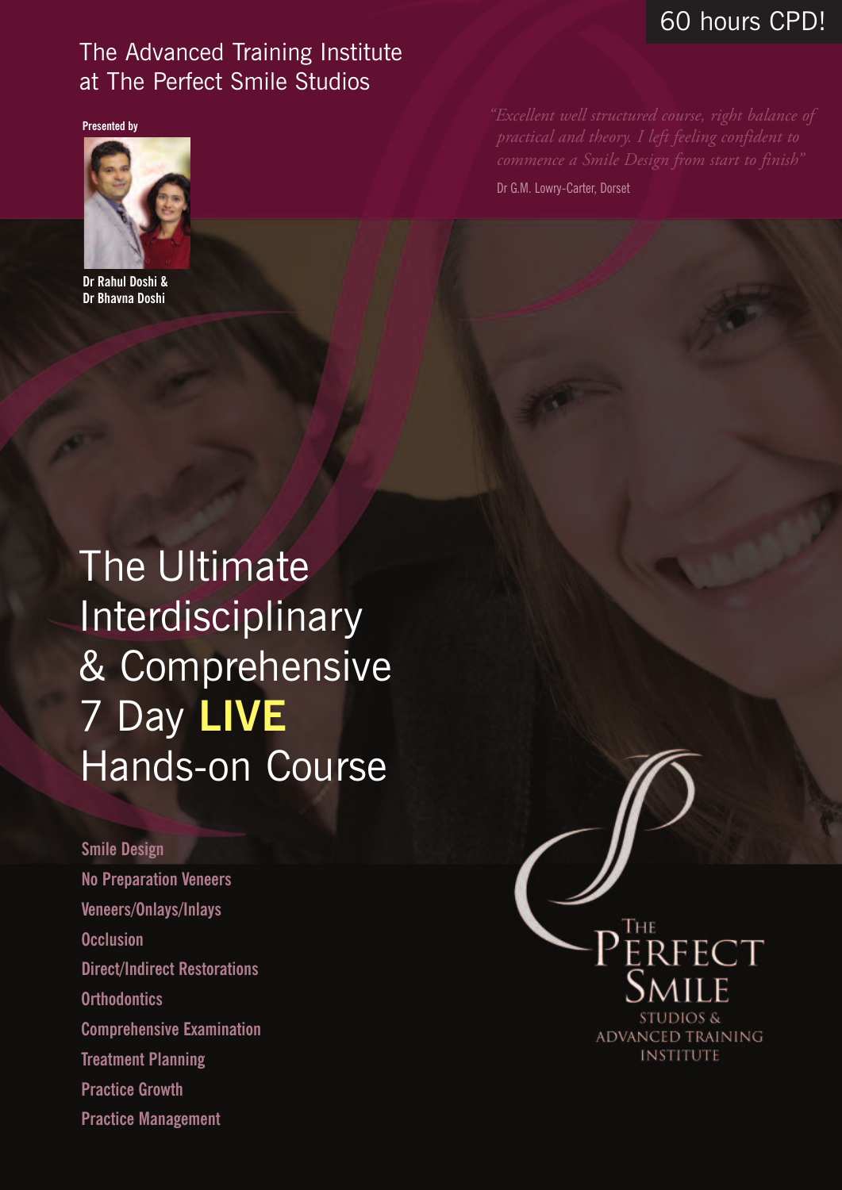60 hours CPD!

The Advanced Training Institute at The Perfect Smile Studios

Presented by

Dr Rahul Doshi & Dr Bhavna Doshi

*"Excellent well structured course, right balance of practical and theory. I left feeling confident to commence a Smile Design from start to finish"*

Dr G.M. Lowry-Carter, Dorset

# The Ultimate Interdisciplinary & Comprehensive 7 Day **LIVE** Hands-on Course

- Smile Design
- No Preparation Veneers
- Veneers/Onlays/Inlays
- Occlusion
- Direct/Indirect Restorations
- Orthodontics
- Comprehensive Examination
- Treatment Planning
- Practice Growth
- Practice Management

The Perfect Smile Studios & Advanced Training Institute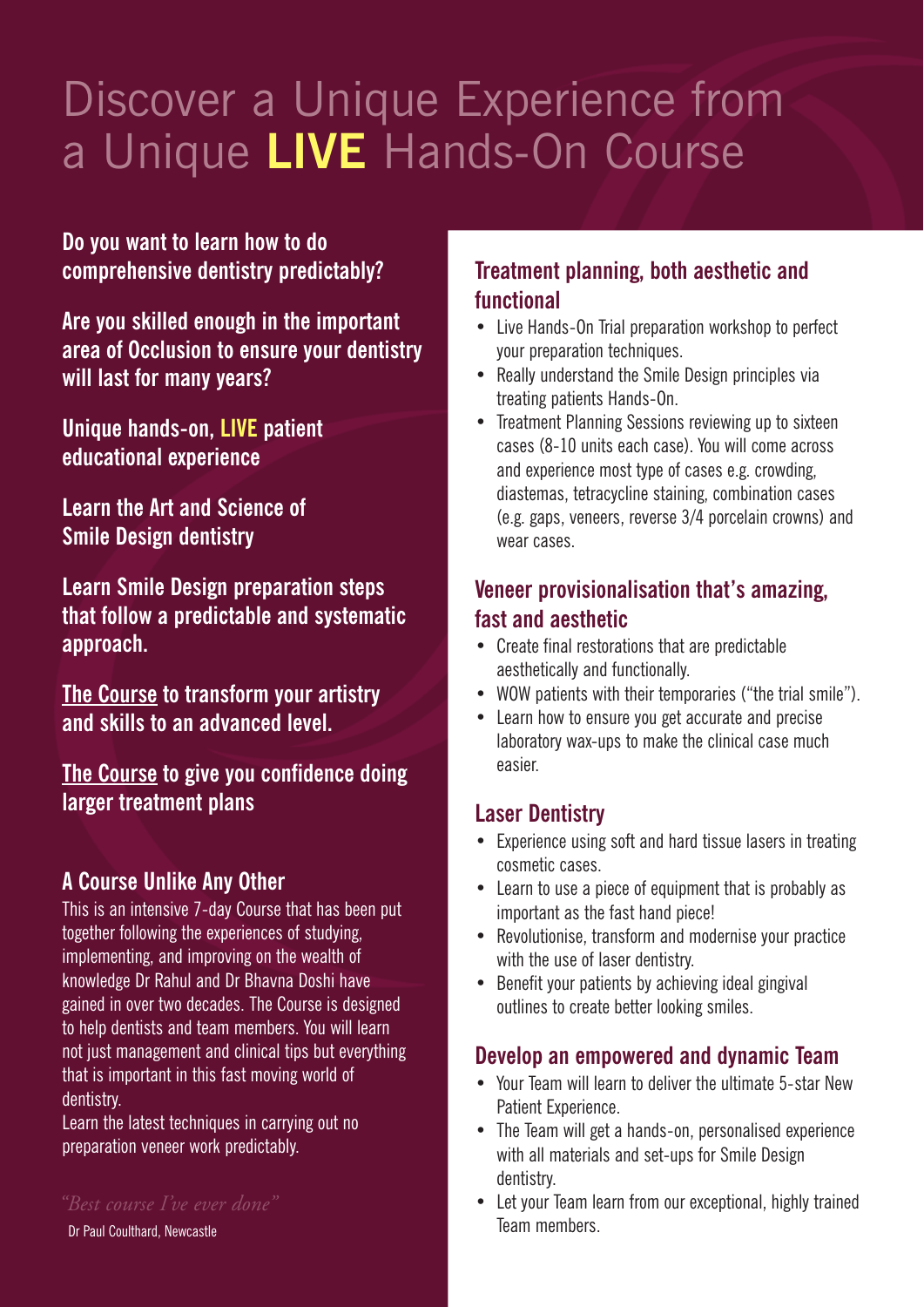# Discover a Unique Experience from a Unique LIVE Hands-On Course

**Do you want to learn how to do comprehensive dentistry predictably?**

**Are you skilled enough in the important area of Occlusion to ensure your dentistry will last for many years?**

**Unique hands-on, LIVE patient educational experience**

**Learn the Art and Science of Smile Design dentistry**

**Learn Smile Design preparation steps that follow a predictable and systematic approach.**

**The Course to transform your artistry and skills to an advanced level.**

**The Course to give you confidence doing larger treatment plans**

## A Course Unlike Any Other

This is an intensive 7-day Course that has been put together following the experiences of studying, implementing, and improving on the wealth of knowledge Dr Rahul and Dr Bhavna Doshi have gained in over two decades. The Course is designed to help dentists and team members. You will learn not just management and clinical tips but everything that is important in this fast moving world of dentistry.

Learn the latest techniques in carrying out no preparation veneer work predictably.

*"Best course I've ever done"*

Dr Paul Coulthard, Newcastle

## Treatment planning, both aesthetic and functional

- Live Hands-On Trial preparation workshop to perfect your preparation techniques.
- Really understand the Smile Design principles via treating patients Hands-On.
- Treatment Planning Sessions reviewing up to sixteen cases (8-10 units each case). You will come across and experience most type of cases e.g. crowding, diastemas, tetracycline staining, combination cases (e.g. gaps, veneers, reverse 3/4 porcelain crowns) and wear cases.

## Veneer provisionalisation that's amazing, fast and aesthetic

- Create final restorations that are predictable aesthetically and functionally.
- WOW patients with their temporaries ("the trial smile").
- Learn how to ensure you get accurate and precise laboratory wax-ups to make the clinical case much easier.

## Laser Dentistry

- Experience using soft and hard tissue lasers in treating cosmetic cases.
- Learn to use a piece of equipment that is probably as important as the fast hand piece!
- Revolutionise, transform and modernise your practice with the use of laser dentistry.
- Benefit your patients by achieving ideal gingival outlines to create better looking smiles.

## Develop an empowered and dynamic Team

- Your Team will learn to deliver the ultimate 5-star New Patient Experience.
- The Team will get a hands-on, personalised experience with all materials and set-ups for Smile Design dentistry.
- Let your Team learn from our exceptional, highly trained Team members.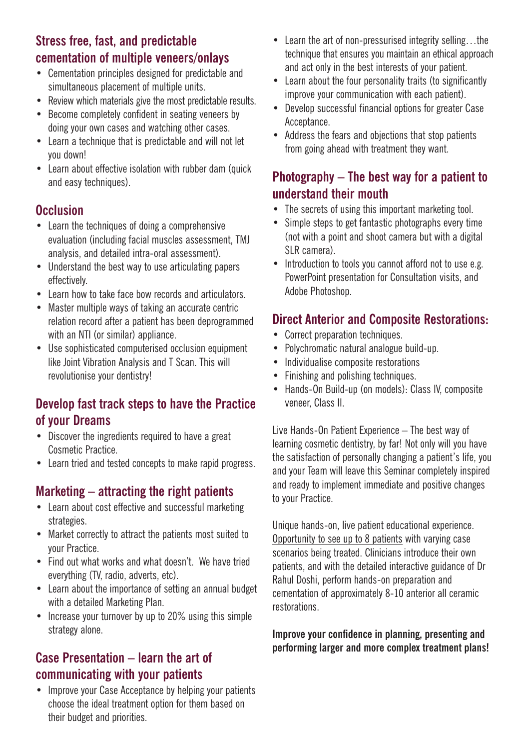## Stress free, fast, and predictable cementation of multiple veneers/onlays

- Cementation principles designed for predictable and simultaneous placement of multiple units.
- Review which materials give the most predictable results.
- Become completely confident in seating veneers by doing your own cases and watching other cases.
- Learn a technique that is predictable and will not let you down!
- Learn about effective isolation with rubber dam (quick and easy techniques).

## Occlusion

- Learn the techniques of doing a comprehensive evaluation (including facial muscles assessment, TMJ analysis, and detailed intra-oral assessment).
- Understand the best way to use articulating papers effectively.
- Learn how to take face bow records and articulators.
- Master multiple ways of taking an accurate centric relation record after a patient has been deprogrammed with an NTI (or similar) appliance.
- Use sophisticated computerised occlusion equipment like Joint Vibration Analysis and T Scan. This will revolutionise your dentistry!

## Develop fast track steps to have the Practice of your Dreams

- Discover the ingredients required to have a great Cosmetic Practice.
- Learn tried and tested concepts to make rapid progress.

## Marketing – attracting the right patients

- Learn about cost effective and successful marketing strategies.
- Market correctly to attract the patients most suited to your Practice.
- Find out what works and what doesn't. We have tried everything (TV, radio, adverts, etc).
- Learn about the importance of setting an annual budget with a detailed Marketing Plan.
- Increase your turnover by up to 20% using this simple strategy alone.

## Case Presentation – learn the art of communicating with your patients

- Improve your Case Acceptance by helping your patients choose the ideal treatment option for them based on their budget and priorities.
- Learn the art of non-pressurised integrity selling…the technique that ensures you maintain an ethical approach and act only in the best interests of your patient.
- Learn about the four personality traits (to significantly improve your communication with each patient).
- Develop successful financial options for greater Case Acceptance.
- Address the fears and objections that stop patients from going ahead with treatment they want.

## Photography – The best way for a patient to understand their mouth

- The secrets of using this important marketing tool.
- Simple steps to get fantastic photographs every time (not with a point and shoot camera but with a digital SLR camera).
- Introduction to tools you cannot afford not to use e.g. PowerPoint presentation for Consultation visits, and Adobe Photoshop.

## Direct Anterior and Composite Restorations:

- Correct preparation techniques.
- Polychromatic natural analogue build-up.
- Individualise composite restorations
- Finishing and polishing techniques.
- Hands-On Build-up (on models): Class IV, composite veneer, Class II.

Live Hands-On Patient Experience – The best way of learning cosmetic dentistry, by far! Not only will you have the satisfaction of personally changing a patient's life, you and your Team will leave this Seminar completely inspired and ready to implement immediate and positive changes to your Practice.

Unique hands-on, live patient educational experience. Opportunity to see up to 8 patients with varying case scenarios being treated. Clinicians introduce their own patients, and with the detailed interactive guidance of Dr Rahul Doshi, perform hands-on preparation and cementation of approximately 8-10 anterior all ceramic restorations.

**Improve your confidence in planning, presenting and performing larger and more complex treatment plans!**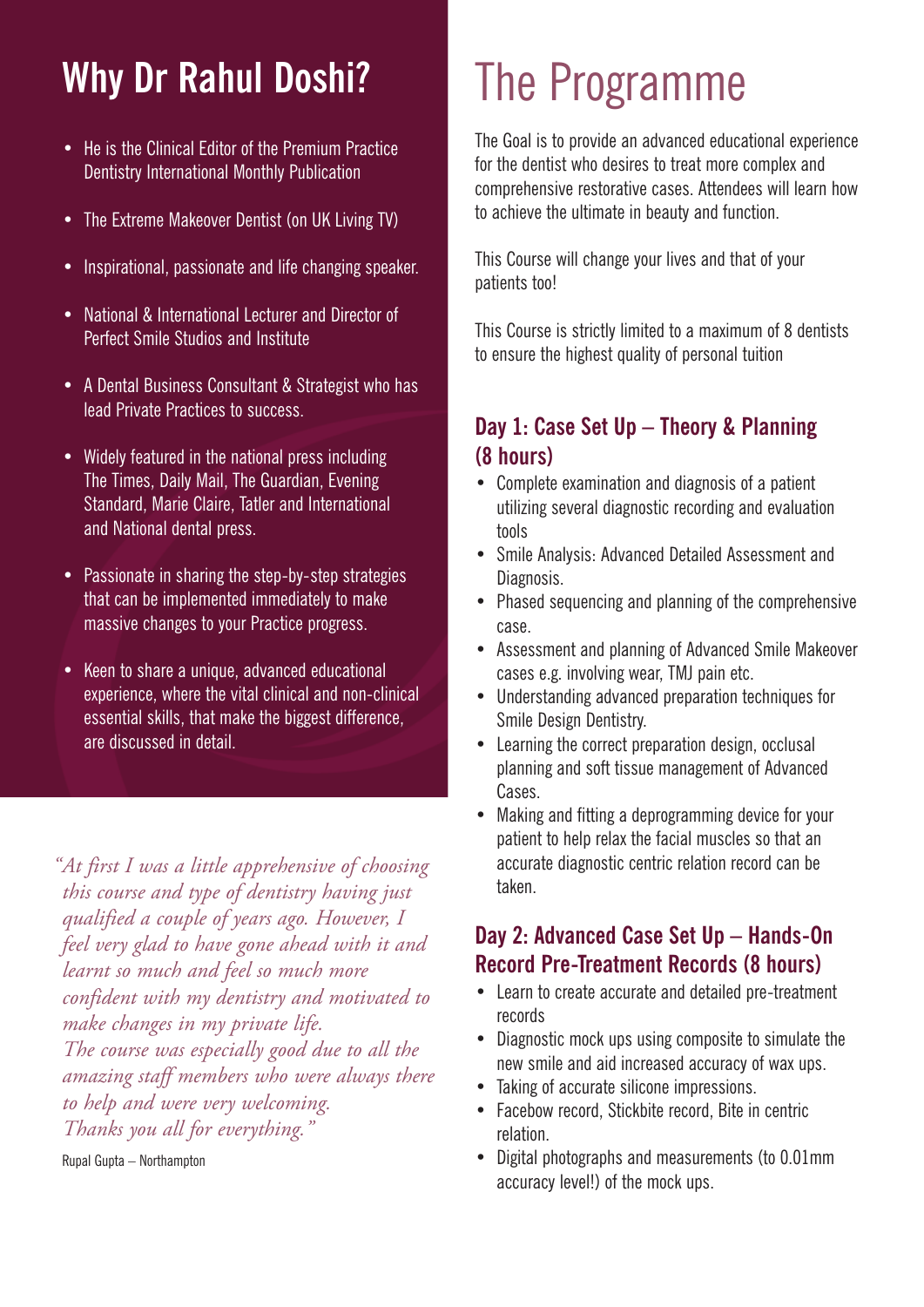## Why Dr Rahul Doshi?

- He is the Clinical Editor of the Premium Practice Dentistry International Monthly Publication
- The Extreme Makeover Dentist (on UK Living TV)
- Inspirational, passionate and life changing speaker.
- National & International Lecturer and Director of Perfect Smile Studios and Institute
- A Dental Business Consultant & Strategist who has lead Private Practices to success.
- Widely featured in the national press including The Times, Daily Mail, The Guardian, Evening Standard, Marie Claire, Tatler and International and National dental press.
- Passionate in sharing the step-by-step strategies that can be implemented immediately to make massive changes to your Practice progress.
- Keen to share a unique, advanced educational experience, where the vital clinical and non-clinical essential skills, that make the biggest difference, are discussed in detail.

*"At first I was a little apprehensive of choosing this course and type of dentistry having just qualified a couple of years ago. However, I feel very glad to have gone ahead with it and learnt so much and feel so much more confident with my dentistry and motivated to make changes in my private life.*
*The course was especially good due to all the amazing staff members who were always there to help and were very welcoming.*
*Thanks you all for everything."*

Rupal Gupta – Northampton

# The Programme

The Goal is to provide an advanced educational experience for the dentist who desires to treat more complex and comprehensive restorative cases. Attendees will learn how to achieve the ultimate in beauty and function.

This Course will change your lives and that of your patients too!

This Course is strictly limited to a maximum of 8 dentists to ensure the highest quality of personal tuition

### Day 1: Case Set Up – Theory & Planning (8 hours)

- Complete examination and diagnosis of a patient utilizing several diagnostic recording and evaluation tools
- Smile Analysis: Advanced Detailed Assessment and Diagnosis.
- Phased sequencing and planning of the comprehensive case.
- Assessment and planning of Advanced Smile Makeover cases e.g. involving wear, TMJ pain etc.
- Understanding advanced preparation techniques for Smile Design Dentistry.
- Learning the correct preparation design, occlusal planning and soft tissue management of Advanced Cases.
- Making and fitting a deprogramming device for your patient to help relax the facial muscles so that an accurate diagnostic centric relation record can be taken.

### Day 2: Advanced Case Set Up – Hands-On Record Pre-Treatment Records (8 hours)

- Learn to create accurate and detailed pre-treatment records
- Diagnostic mock ups using composite to simulate the new smile and aid increased accuracy of wax ups.
- Taking of accurate silicone impressions.
- Facebow record, Stickbite record, Bite in centric relation.
- Digital photographs and measurements (to 0.01mm accuracy level!) of the mock ups.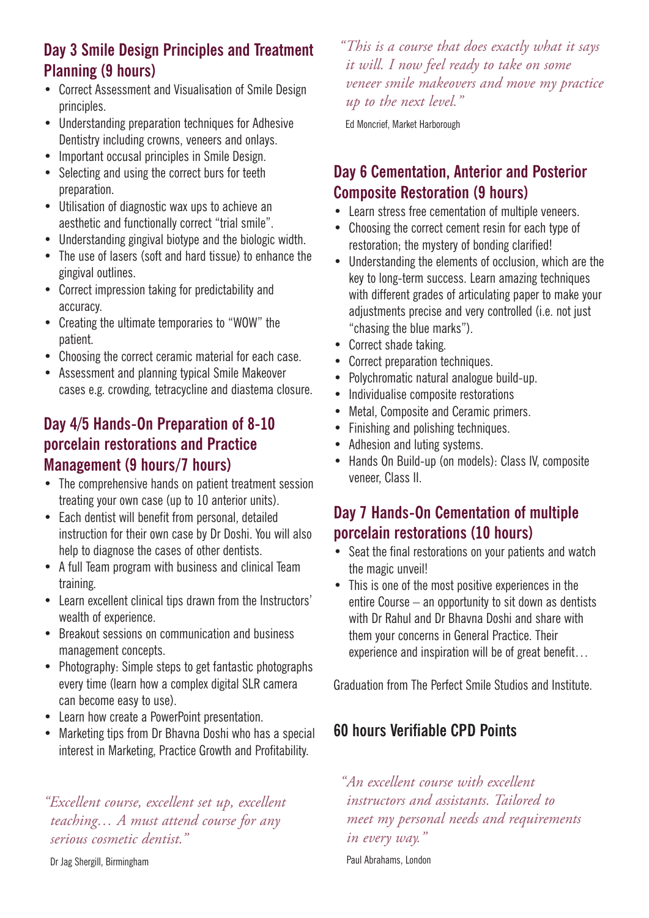## Day 3 Smile Design Principles and Treatment Planning (9 hours)

- Correct Assessment and Visualisation of Smile Design principles.
- Understanding preparation techniques for Adhesive Dentistry including crowns, veneers and onlays.
- Important occusal principles in Smile Design.
- Selecting and using the correct burs for teeth preparation.
- Utilisation of diagnostic wax ups to achieve an aesthetic and functionally correct "trial smile".
- Understanding gingival biotype and the biologic width.
- The use of lasers (soft and hard tissue) to enhance the gingival outlines.
- Correct impression taking for predictability and accuracy.
- Creating the ultimate temporaries to "WOW" the patient.
- Choosing the correct ceramic material for each case.
- Assessment and planning typical Smile Makeover cases e.g. crowding, tetracycline and diastema closure.

## Day 4/5 Hands-On Preparation of 8-10 porcelain restorations and Practice Management (9 hours/7 hours)

- The comprehensive hands on patient treatment session treating your own case (up to 10 anterior units).
- Each dentist will benefit from personal, detailed instruction for their own case by Dr Doshi. You will also help to diagnose the cases of other dentists.
- A full Team program with business and clinical Team training.
- Learn excellent clinical tips drawn from the Instructors' wealth of experience.
- Breakout sessions on communication and business management concepts.
- Photography: Simple steps to get fantastic photographs every time (learn how a complex digital SLR camera can become easy to use).
- Learn how create a PowerPoint presentation.
- Marketing tips from Dr Bhavna Doshi who has a special interest in Marketing, Practice Growth and Profitability.

*"Excellent course, excellent set up, excellent teaching… A must attend course for any serious cosmetic dentist."*

Dr Jag Shergill, Birmingham

*"This is a course that does exactly what it says it will. I now feel ready to take on some veneer smile makeovers and move my practice up to the next level."*

Ed Moncrief, Market Harborough

## Day 6 Cementation, Anterior and Posterior Composite Restoration (9 hours)

- Learn stress free cementation of multiple veneers.
- Choosing the correct cement resin for each type of restoration; the mystery of bonding clarified!
- Understanding the elements of occlusion, which are the key to long-term success. Learn amazing techniques with different grades of articulating paper to make your adjustments precise and very controlled (i.e. not just "chasing the blue marks").
- Correct shade taking.
- Correct preparation techniques.
- Polychromatic natural analogue build-up.
- Individualise composite restorations
- Metal, Composite and Ceramic primers.
- Finishing and polishing techniques.
- Adhesion and luting systems.
- Hands On Build-up (on models): Class IV, composite veneer, Class II.

## Day 7 Hands-On Cementation of multiple porcelain restorations (10 hours)

- Seat the final restorations on your patients and watch the magic unveil!
- This is one of the most positive experiences in the entire Course – an opportunity to sit down as dentists with Dr Rahul and Dr Bhavna Doshi and share with them your concerns in General Practice. Their experience and inspiration will be of great benefit…

Graduation from The Perfect Smile Studios and Institute.

## 60 hours Verifiable CPD Points

*"An excellent course with excellent instructors and assistants. Tailored to meet my personal needs and requirements in every way."*

Paul Abrahams, London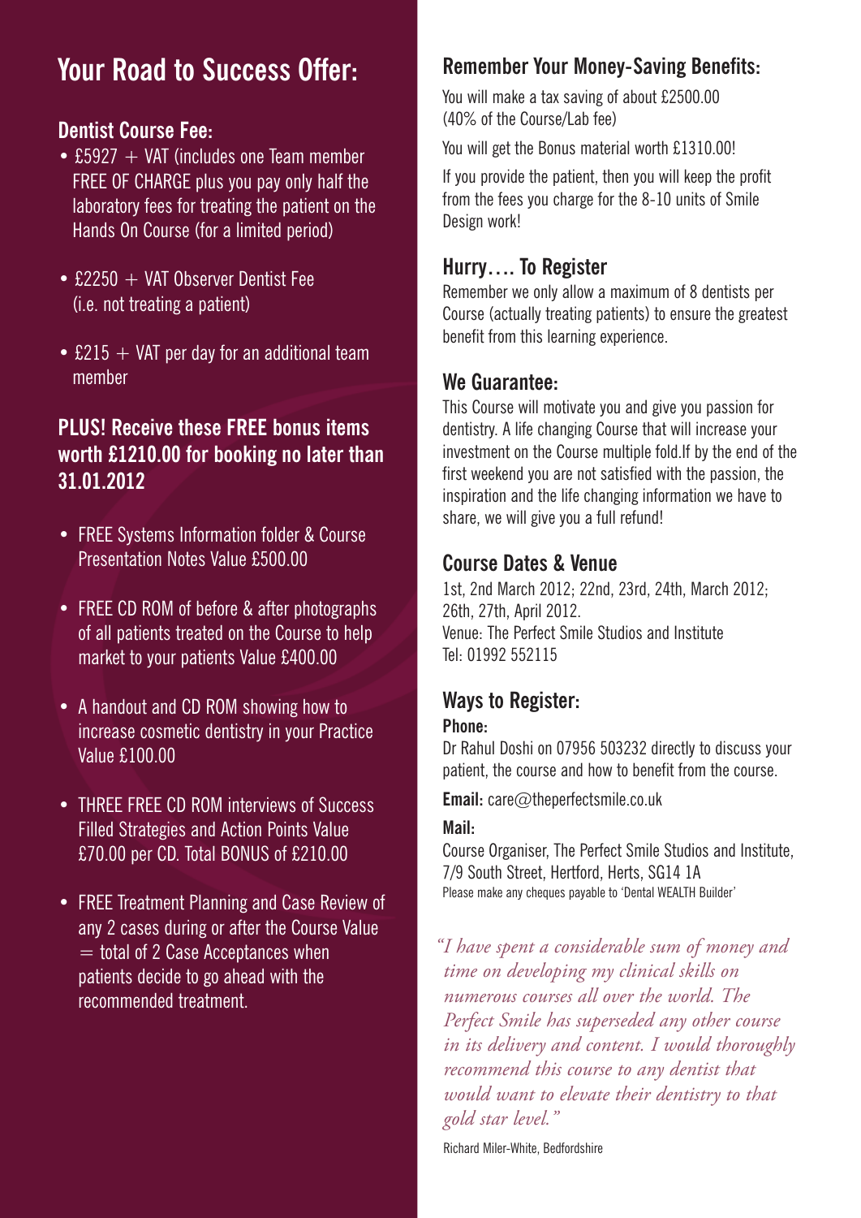# Your Road to Success Offer:

### Dentist Course Fee:

- £5927 + VAT (includes one Team member FREE OF CHARGE plus you pay only half the laboratory fees for treating the patient on the Hands On Course (for a limited period)
- £2250 + VAT Observer Dentist Fee (i.e. not treating a patient)
- £215 + VAT per day for an additional team member

### PLUS! Receive these FREE bonus items worth £1210.00 for booking no later than 31.01.2012

- FREE Systems Information folder & Course Presentation Notes Value £500.00
- FREE CD ROM of before & after photographs of all patients treated on the Course to help market to your patients Value £400.00
- A handout and CD ROM showing how to increase cosmetic dentistry in your Practice Value £100.00
- THREE FREE CD ROM interviews of Success Filled Strategies and Action Points Value £70.00 per CD. Total BONUS of £210.00
- FREE Treatment Planning and Case Review of any 2 cases during or after the Course Value = total of 2 Case Acceptances when patients decide to go ahead with the recommended treatment.

## Remember Your Money-Saving Benefits:

You will make a tax saving of about £2500.00 (40% of the Course/Lab fee)

You will get the Bonus material worth £1310.00!

If you provide the patient, then you will keep the profit from the fees you charge for the 8-10 units of Smile Design work!

## Hurry…. To Register

Remember we only allow a maximum of 8 dentists per Course (actually treating patients) to ensure the greatest benefit from this learning experience.

## We Guarantee:

This Course will motivate you and give you passion for dentistry. A life changing Course that will increase your investment on the Course multiple fold.If by the end of the first weekend you are not satisfied with the passion, the inspiration and the life changing information we have to share, we will give you a full refund!

## Course Dates & Venue

1st, 2nd March 2012; 22nd, 23rd, 24th, March 2012; 26th, 27th, April 2012.
Venue: The Perfect Smile Studios and Institute
Tel: 01992 552115

## Ways to Register:

**Phone:**

Dr Rahul Doshi on 07956 503232 directly to discuss your patient, the course and how to benefit from the course.

**Email:** care@theperfectsmile.co.uk

**Mail:**

Course Organiser, The Perfect Smile Studios and Institute, 7/9 South Street, Hertford, Herts, SG14 1A
Please make any cheques payable to 'Dental WEALTH Builder'

*"I have spent a considerable sum of money and time on developing my clinical skills on numerous courses all over the world. The Perfect Smile has superseded any other course in its delivery and content. I would thoroughly recommend this course to any dentist that would want to elevate their dentistry to that gold star level."*

Richard Miler-White, Bedfordshire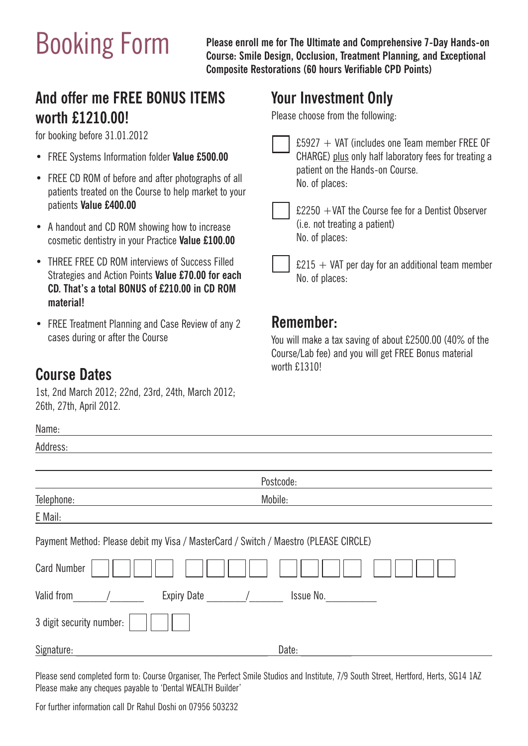# Booking Form

**Please enroll me for The Ultimate and Comprehensive 7-Day Hands-on Course: Smile Design, Occlusion, Treatment Planning, and Exceptional Composite Restorations (60 hours Verifiable CPD Points)**

## And offer me FREE BONUS ITEMS worth £1210.00!

for booking before 31.01.2012

- FREE Systems Information folder **Value £500.00**
- FREE CD ROM of before and after photographs of all patients treated on the Course to help market to your patients **Value £400.00**
- A handout and CD ROM showing how to increase cosmetic dentistry in your Practice **Value £100.00**
- THREE FREE CD ROM interviews of Success Filled Strategies and Action Points **Value £70.00 for each CD. That's a total BONUS of £210.00 in CD ROM material!**
- FREE Treatment Planning and Case Review of any 2 cases during or after the Course

## Course Dates

1st, 2nd March 2012; 22nd, 23rd, 24th, March 2012; 26th, 27th, April 2012.

## Your Investment Only

Please choose from the following:

- ☐ £5927 + VAT (includes one Team member FREE OF CHARGE) plus only half laboratory fees for treating a patient on the Hands-on Course.
  No. of places:
- ☐ £2250 +VAT the Course fee for a Dentist Observer (i.e. not treating a patient)
  No. of places:
- ☐ £215 + VAT per day for an additional team member
  No. of places:

## Remember:

You will make a tax saving of about £2500.00 (40% of the Course/Lab fee) and you will get FREE Bonus material worth £1310!

Name: ______________________________

Address: ______________________________

______________________________ Postcode: ______________________________

Telephone: ______________________________ Mobile: ______________________________

E Mail: ______________________________

Payment Method: Please debit my Visa / MasterCard / Switch / Maestro (PLEASE CIRCLE)

Card Number ☐☐☐☐ ☐☐☐☐ ☐☐☐☐ ☐☐☐☐

Valid from ______/______ Expiry Date _______/______ Issue No.__________

3 digit security number: ☐☐☐

Signature: ______________________________ Date: __________

Please send completed form to: Course Organiser, The Perfect Smile Studios and Institute, 7/9 South Street, Hertford, Herts, SG14 1AZ
Please make any cheques payable to 'Dental WEALTH Builder'

For further information call Dr Rahul Doshi on 07956 503232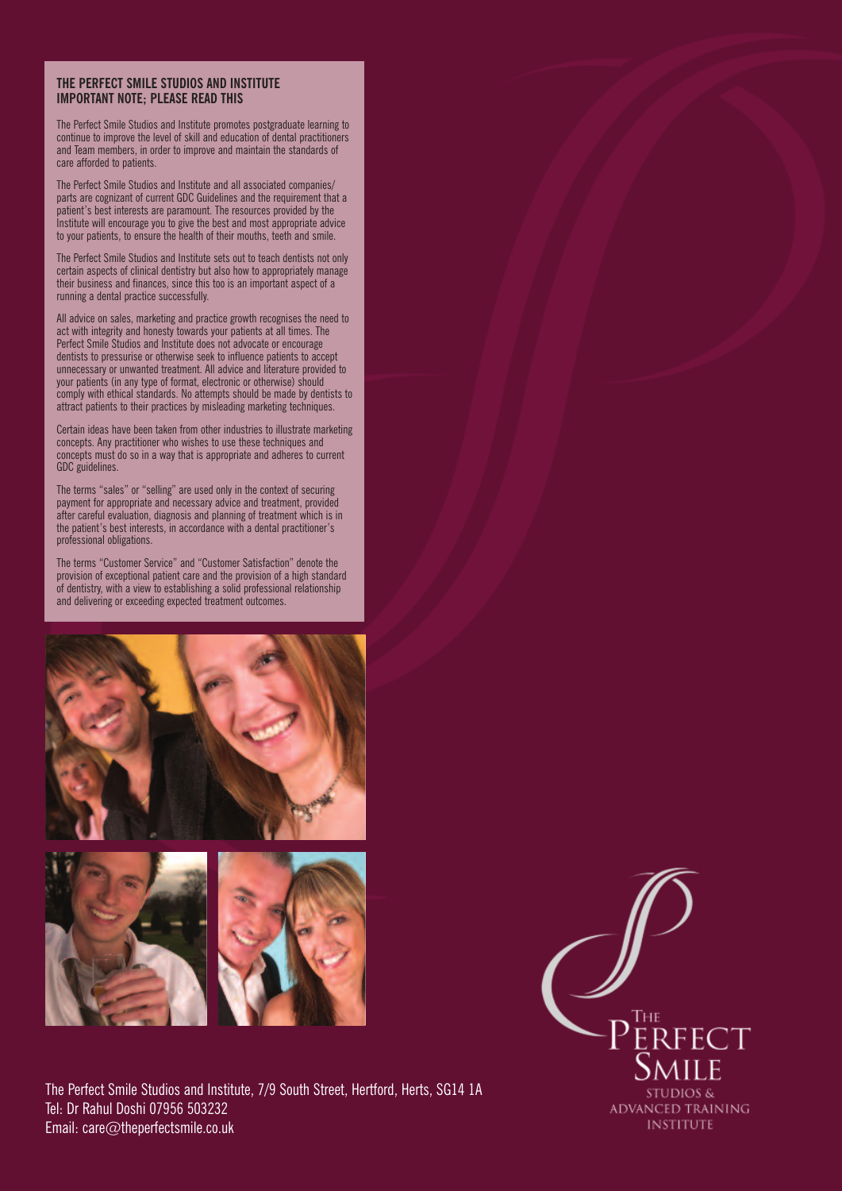**THE PERFECT SMILE STUDIOS AND INSTITUTE**
**IMPORTANT NOTE; PLEASE READ THIS**

The Perfect Smile Studios and Institute promotes postgraduate learning to continue to improve the level of skill and education of dental practitioners and Team members, in order to improve and maintain the standards of care afforded to patients.

The Perfect Smile Studios and Institute and all associated companies/ parts are cognizant of current GDC Guidelines and the requirement that a patient's best interests are paramount. The resources provided by the Institute will encourage you to give the best and most appropriate advice to your patients, to ensure the health of their mouths, teeth and smile.

The Perfect Smile Studios and Institute sets out to teach dentists not only certain aspects of clinical dentistry but also how to appropriately manage their business and finances, since this too is an important aspect of a running a dental practice successfully.

All advice on sales, marketing and practice growth recognises the need to act with integrity and honesty towards your patients at all times. The Perfect Smile Studios and Institute does not advocate or encourage dentists to pressurise or otherwise seek to influence patients to accept unnecessary or unwanted treatment. All advice and literature provided to your patients (in any type of format, electronic or otherwise) should comply with ethical standards. No attempts should be made by dentists to attract patients to their practices by misleading marketing techniques.

Certain ideas have been taken from other industries to illustrate marketing concepts. Any practitioner who wishes to use these techniques and concepts must do so in a way that is appropriate and adheres to current GDC guidelines.

The terms "sales" or "selling" are used only in the context of securing payment for appropriate and necessary advice and treatment, provided after careful evaluation, diagnosis and planning of treatment which is in the patient's best interests, in accordance with a dental practitioner's professional obligations.

The terms "Customer Service" and "Customer Satisfaction" denote the provision of exceptional patient care and the provision of a high standard of dentistry, with a view to establishing a solid professional relationship and delivering or exceeding expected treatment outcomes.

The Perfect Smile Studios and Institute, 7/9 South Street, Hertford, Herts, SG14 1A
Tel: Dr Rahul Doshi 07956 503232
Email: care@theperfectsmile.co.uk

The Perfect Smile
Studios & Advanced Training Institute